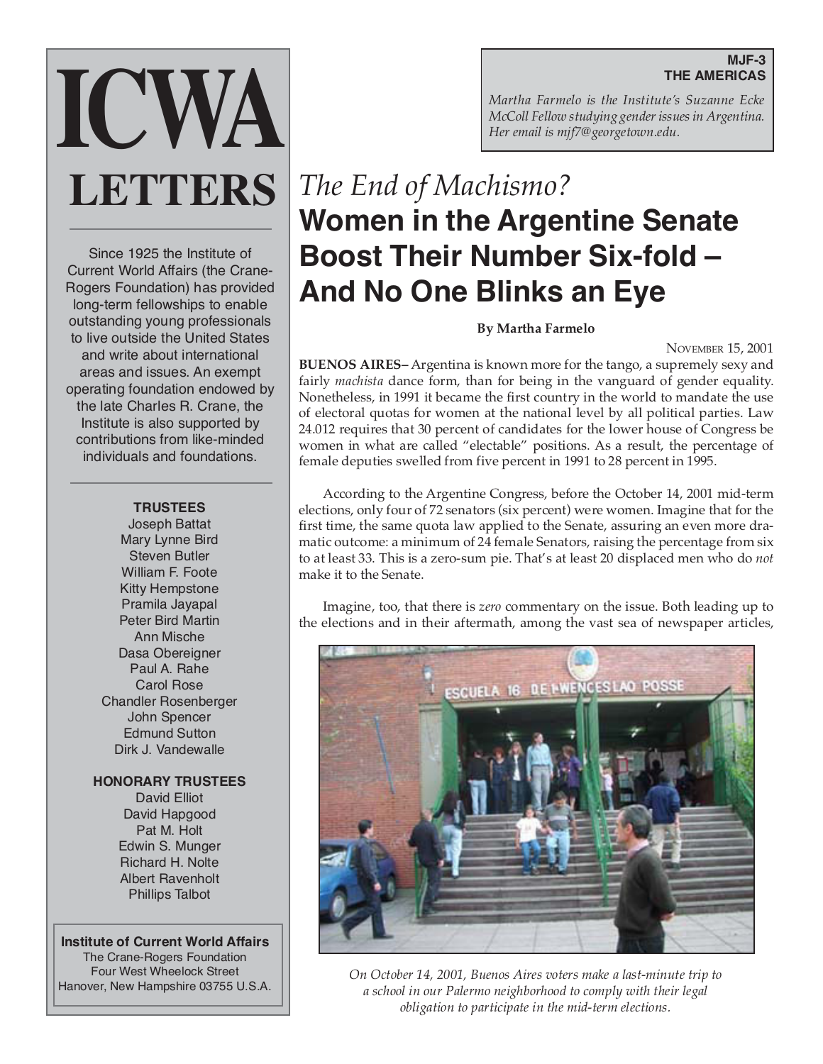# ICWA LETTERS

Since 1925 the Institute of Current World Affairs (the Crane-Rogers Foundation) has provided long-term fellowships to enable outstanding young professionals to live outside the United States and write about international areas and issues. An exempt operating foundation endowed by the late Charles R. Crane, the Institute is also supported by contributions from like-minded individuals and foundations.

**TRUSTEES**
Joseph Battat
Mary Lynne Bird
Steven Butler
William F. Foote
Kitty Hempstone
Pramila Jayapal
Peter Bird Martin
Ann Mische
Dasa Obereigner
Paul A. Rahe
Carol Rose
Chandler Rosenberger
John Spencer
Edmund Sutton
Dirk J. Vandewalle

**HONORARY TRUSTEES**
David Elliot
David Hapgood
Pat M. Holt
Edwin S. Munger
Richard H. Nolte
Albert Ravenholt
Phillips Talbot

**Institute of Current World Affairs**
The Crane-Rogers Foundation
Four West Wheelock Street
Hanover, New Hampshire 03755 U.S.A.

**MJF-3**
**THE AMERICAS**

*Martha Farmelo is the Institute's Suzanne Ecke McColl Fellow studying gender issues in Argentina. Her email is mjf7@georgetown.edu.*

## *The End of Machismo?* Women in the Argentine Senate Boost Their Number Six-fold – And No One Blinks an Eye

**By Martha Farmelo**

November 15, 2001

**BUENOS AIRES–** Argentina is known more for the tango, a supremely sexy and fairly *machista* dance form, than for being in the vanguard of gender equality. Nonetheless, in 1991 it became the first country in the world to mandate the use of electoral quotas for women at the national level by all political parties. Law 24.012 requires that 30 percent of candidates for the lower house of Congress be women in what are called "electable" positions. As a result, the percentage of female deputies swelled from five percent in 1991 to 28 percent in 1995.

According to the Argentine Congress, before the October 14, 2001 mid-term elections, only four of 72 senators (six percent) were women. Imagine that for the first time, the same quota law applied to the Senate, assuring an even more dramatic outcome: a minimum of 24 female Senators, raising the percentage from six to at least 33. This is a zero-sum pie. That's at least 20 displaced men who do *not* make it to the Senate.

Imagine, too, that there is *zero* commentary on the issue. Both leading up to the elections and in their aftermath, among the vast sea of newspaper articles,

*On October 14, 2001, Buenos Aires voters make a last-minute trip to a school in our Palermo neighborhood to comply with their legal obligation to participate in the mid-term elections.*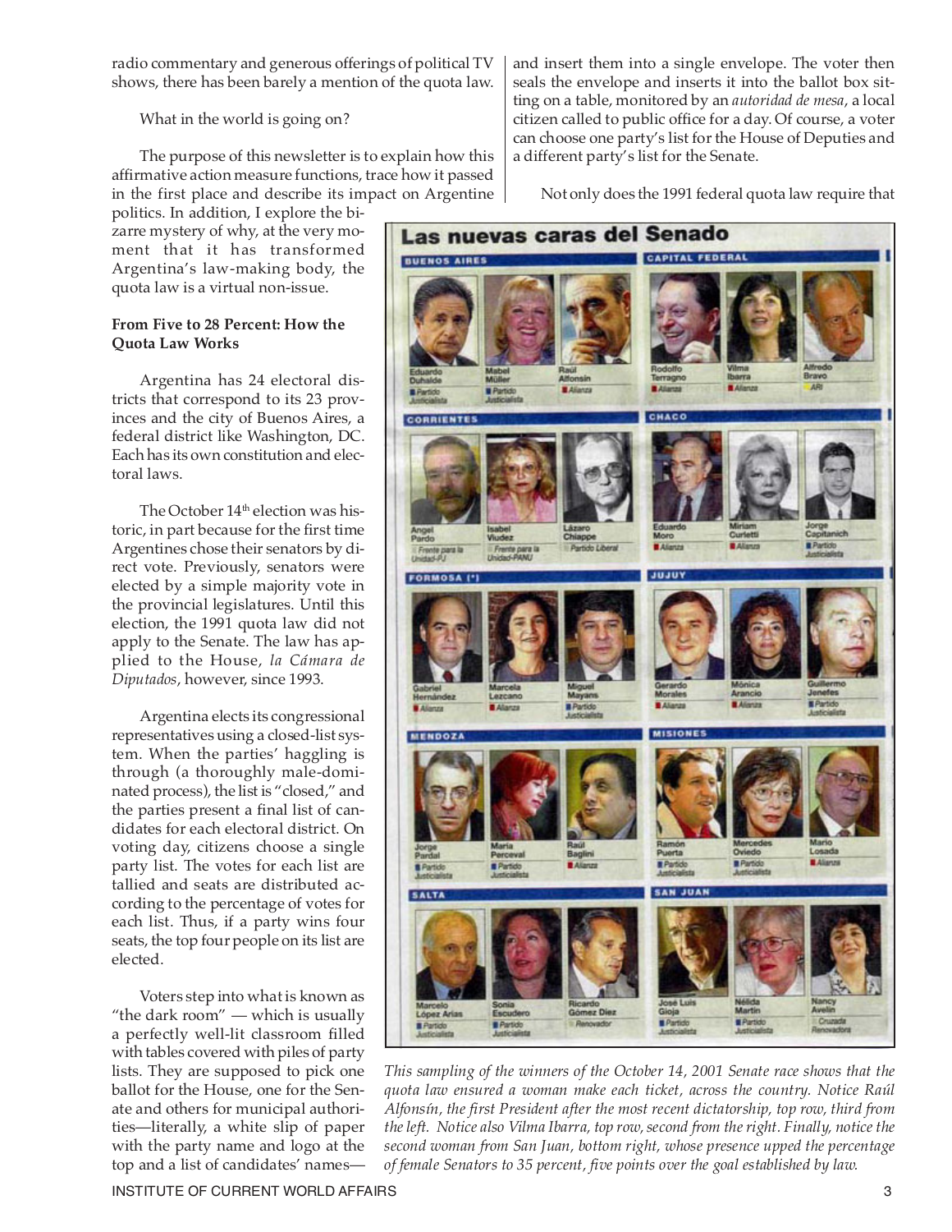radio commentary and generous offerings of political TV shows, there has been barely a mention of the quota law.

What in the world is going on?

The purpose of this newsletter is to explain how this affirmative action measure functions, trace how it passed in the first place and describe its impact on Argentine politics. In addition, I explore the bizarre mystery of why, at the very moment that it has transformed Argentina's law-making body, the quota law is a virtual non-issue.

**From Five to 28 Percent: How the Quota Law Works**

Argentina has 24 electoral districts that correspond to its 23 provinces and the city of Buenos Aires, a federal district like Washington, DC. Each has its own constitution and electoral laws.

The October 14th election was historic, in part because for the first time Argentines chose their senators by direct vote. Previously, senators were elected by a simple majority vote in the provincial legislatures. Until this election, the 1991 quota law did not apply to the Senate. The law has applied to the House, *la Cámara de Diputados*, however, since 1993.

Argentina elects its congressional representatives using a closed-list system. When the parties' haggling is through (a thoroughly male-dominated process), the list is "closed," and the parties present a final list of candidates for each electoral district. On voting day, citizens choose a single party list. The votes for each list are tallied and seats are distributed according to the percentage of votes for each list. Thus, if a party wins four seats, the top four people on its list are elected.

Voters step into what is known as "the dark room" — which is usually a perfectly well-lit classroom filled with tables covered with piles of party lists. They are supposed to pick one ballot for the House, one for the Senate and others for municipal authorities—literally, a white slip of paper with the party name and logo at the top and a list of candidates' names—and insert them into a single envelope. The voter then seals the envelope and inserts it into the ballot box sitting on a table, monitored by an *autoridad de mesa*, a local citizen called to public office for a day. Of course, a voter can choose one party's list for the House of Deputies and a different party's list for the Senate.

Not only does the 1991 federal quota law require that

*This sampling of the winners of the October 14, 2001 Senate race shows that the quota law ensured a woman make each ticket, across the country. Notice Raúl Alfonsín, the first President after the most recent dictatorship, top row, third from the left. Notice also Vilma Ibarra, top row, second from the right. Finally, notice the second woman from San Juan, bottom right, whose presence upped the percentage of female Senators to 35 percent, five points over the goal established by law.*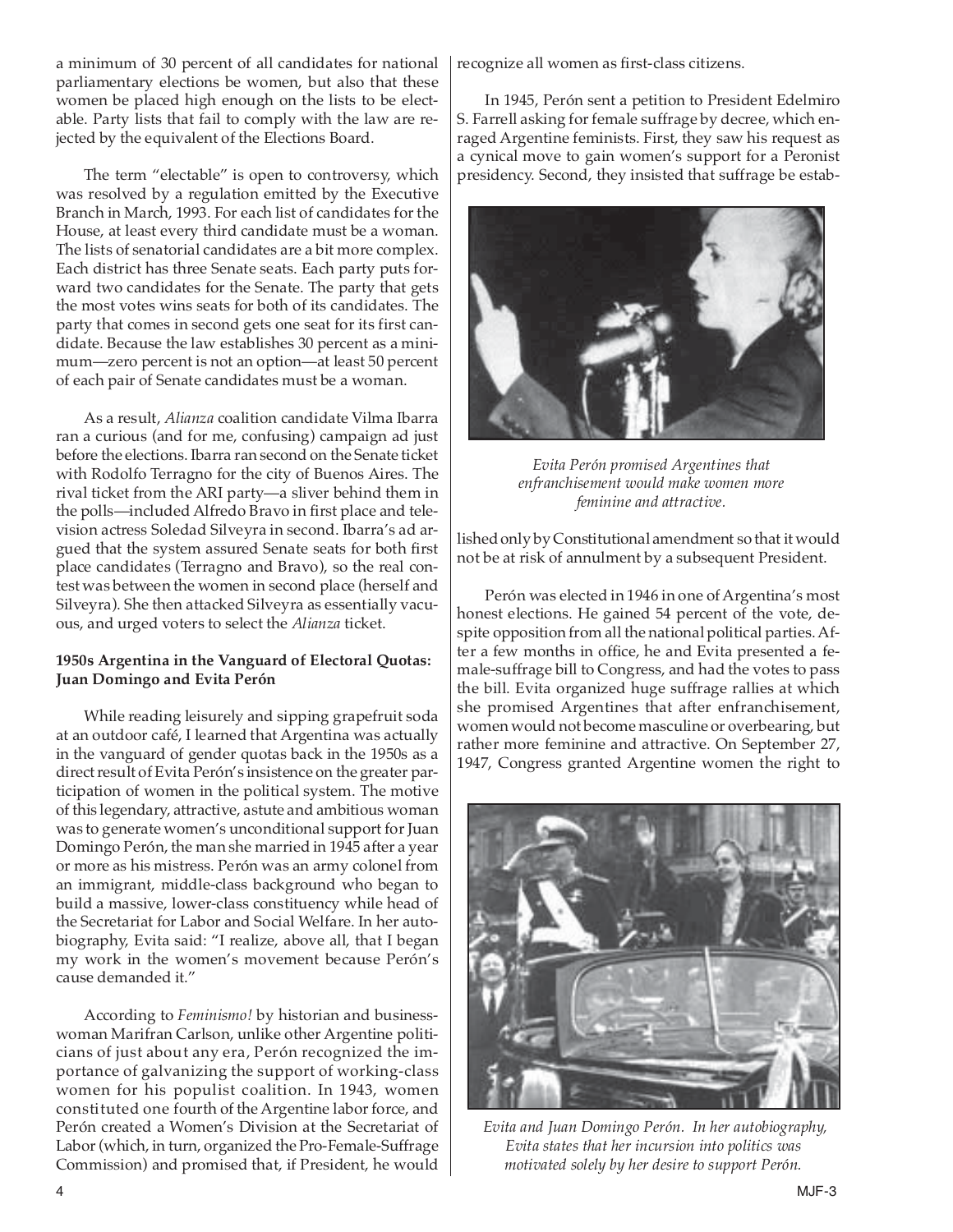a minimum of 30 percent of all candidates for national parliamentary elections be women, but also that these women be placed high enough on the lists to be electable. Party lists that fail to comply with the law are rejected by the equivalent of the Elections Board.

The term "electable" is open to controversy, which was resolved by a regulation emitted by the Executive Branch in March, 1993. For each list of candidates for the House, at least every third candidate must be a woman. The lists of senatorial candidates are a bit more complex. Each district has three Senate seats. Each party puts forward two candidates for the Senate. The party that gets the most votes wins seats for both of its candidates. The party that comes in second gets one seat for its first candidate. Because the law establishes 30 percent as a minimum—zero percent is not an option—at least 50 percent of each pair of Senate candidates must be a woman.

As a result, *Alianza* coalition candidate Vilma Ibarra ran a curious (and for me, confusing) campaign ad just before the elections. Ibarra ran second on the Senate ticket with Rodolfo Terragno for the city of Buenos Aires. The rival ticket from the ARI party—a sliver behind them in the polls—included Alfredo Bravo in first place and television actress Soledad Silveyra in second. Ibarra's ad argued that the system assured Senate seats for both first place candidates (Terragno and Bravo), so the real contest was between the women in second place (herself and Silveyra). She then attacked Silveyra as essentially vacuous, and urged voters to select the *Alianza* ticket.

**1950s Argentina in the Vanguard of Electoral Quotas: Juan Domingo and Evita Perón**

While reading leisurely and sipping grapefruit soda at an outdoor café, I learned that Argentina was actually in the vanguard of gender quotas back in the 1950s as a direct result of Evita Perón's insistence on the greater participation of women in the political system. The motive of this legendary, attractive, astute and ambitious woman was to generate women's unconditional support for Juan Domingo Perón, the man she married in 1945 after a year or more as his mistress. Perón was an army colonel from an immigrant, middle-class background who began to build a massive, lower-class constituency while head of the Secretariat for Labor and Social Welfare. In her autobiography, Evita said: "I realize, above all, that I began my work in the women's movement because Perón's cause demanded it."

According to *Feminismo!* by historian and businesswoman Marifran Carlson, unlike other Argentine politicians of just about any era, Perón recognized the importance of galvanizing the support of working-class women for his populist coalition. In 1943, women constituted one fourth of the Argentine labor force, and Perón created a Women's Division at the Secretariat of Labor (which, in turn, organized the Pro-Female-Suffrage Commission) and promised that, if President, he would recognize all women as first-class citizens.

In 1945, Perón sent a petition to President Edelmiro S. Farrell asking for female suffrage by decree, which enraged Argentine feminists. First, they saw his request as a cynical move to gain women's support for a Peronist presidency. Second, they insisted that suffrage be established only by Constitutional amendment so that it would not be at risk of annulment by a subsequent President.

*Evita Perón promised Argentines that enfranchisement would make women more feminine and attractive.*

Perón was elected in 1946 in one of Argentina's most honest elections. He gained 54 percent of the vote, despite opposition from all the national political parties. After a few months in office, he and Evita presented a female-suffrage bill to Congress, and had the votes to pass the bill. Evita organized huge suffrage rallies at which she promised Argentines that after enfranchisement, women would not become masculine or overbearing, but rather more feminine and attractive. On September 27, 1947, Congress granted Argentine women the right to

*Evita and Juan Domingo Perón. In her autobiography, Evita states that her incursion into politics was motivated solely by her desire to support Perón.*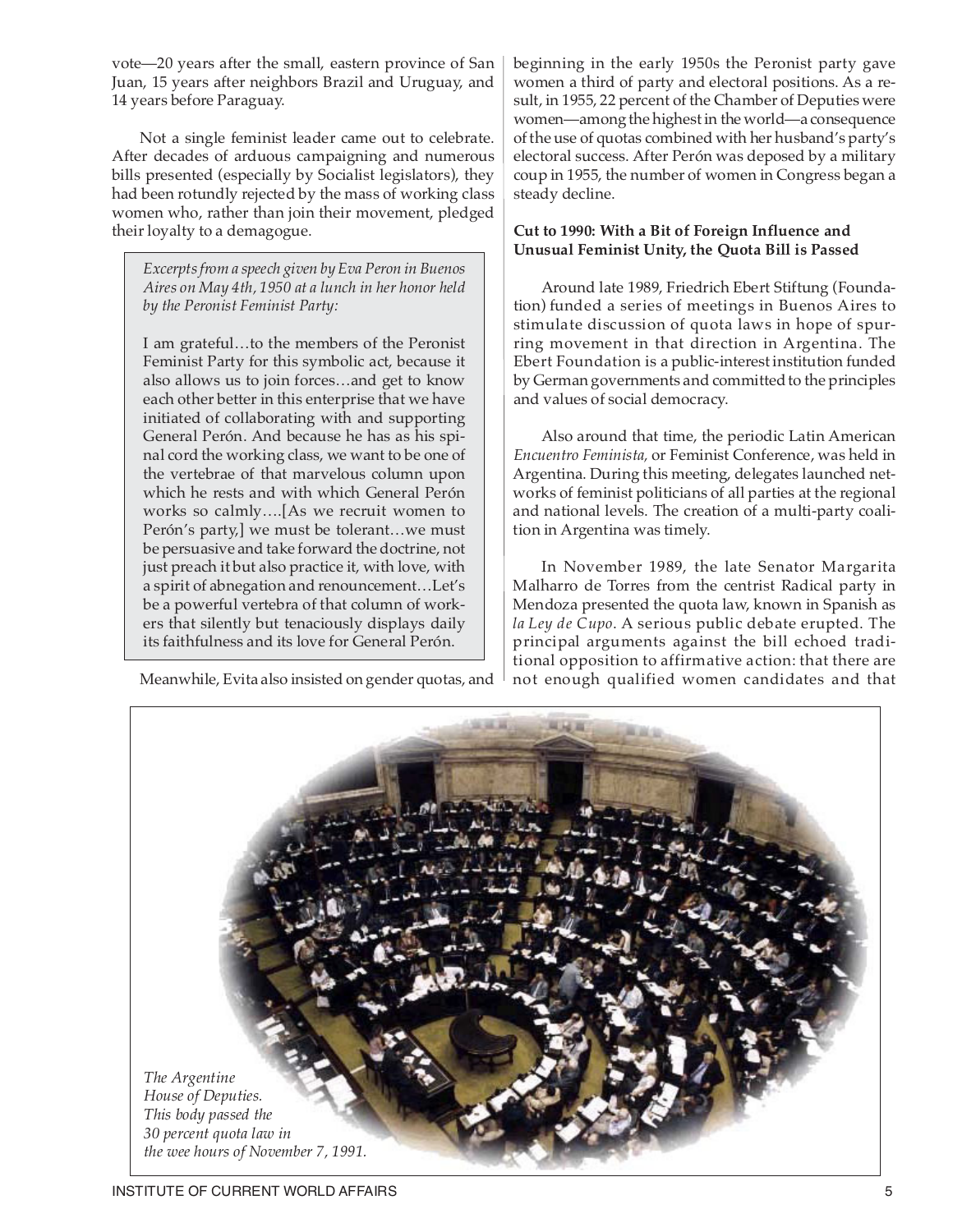vote—20 years after the small, eastern province of San Juan, 15 years after neighbors Brazil and Uruguay, and 14 years before Paraguay.

Not a single feminist leader came out to celebrate. After decades of arduous campaigning and numerous bills presented (especially by Socialist legislators), they had been rotundly rejected by the mass of working class women who, rather than join their movement, pledged their loyalty to a demagogue.

> *Excerpts from a speech given by Eva Peron in Buenos Aires on May 4th, 1950 at a lunch in her honor held by the Peronist Feminist Party:*
>
> I am grateful…to the members of the Peronist Feminist Party for this symbolic act, because it also allows us to join forces…and get to know each other better in this enterprise that we have initiated of collaborating with and supporting General Perón. And because he has as his spinal cord the working class, we want to be one of the vertebrae of that marvelous column upon which he rests and with which General Perón works so calmly….[As we recruit women to Perón's party,] we must be tolerant…we must be persuasive and take forward the doctrine, not just preach it but also practice it, with love, with a spirit of abnegation and renouncement…Let's be a powerful vertebra of that column of workers that silently but tenaciously displays daily its faithfulness and its love for General Perón.

Meanwhile, Evita also insisted on gender quotas, and beginning in the early 1950s the Peronist party gave women a third of party and electoral positions. As a result, in 1955, 22 percent of the Chamber of Deputies were women—among the highest in the world—a consequence of the use of quotas combined with her husband's party's electoral success. After Perón was deposed by a military coup in 1955, the number of women in Congress began a steady decline.

**Cut to 1990: With a Bit of Foreign Influence and Unusual Feminist Unity, the Quota Bill is Passed**

Around late 1989, Friedrich Ebert Stiftung (Foundation) funded a series of meetings in Buenos Aires to stimulate discussion of quota laws in hope of spurring movement in that direction in Argentina. The Ebert Foundation is a public-interest institution funded by German governments and committed to the principles and values of social democracy.

Also around that time, the periodic Latin American *Encuentro Feminista,* or Feminist Conference, was held in Argentina. During this meeting, delegates launched networks of feminist politicians of all parties at the regional and national levels. The creation of a multi-party coalition in Argentina was timely.

In November 1989, the late Senator Margarita Malharro de Torres from the centrist Radical party in Mendoza presented the quota law, known in Spanish as *la Ley de Cupo*. A serious public debate erupted. The principal arguments against the bill echoed traditional opposition to affirmative action: that there are not enough qualified women candidates and that

*The Argentine House of Deputies. This body passed the 30 percent quota law in the wee hours of November 7, 1991.*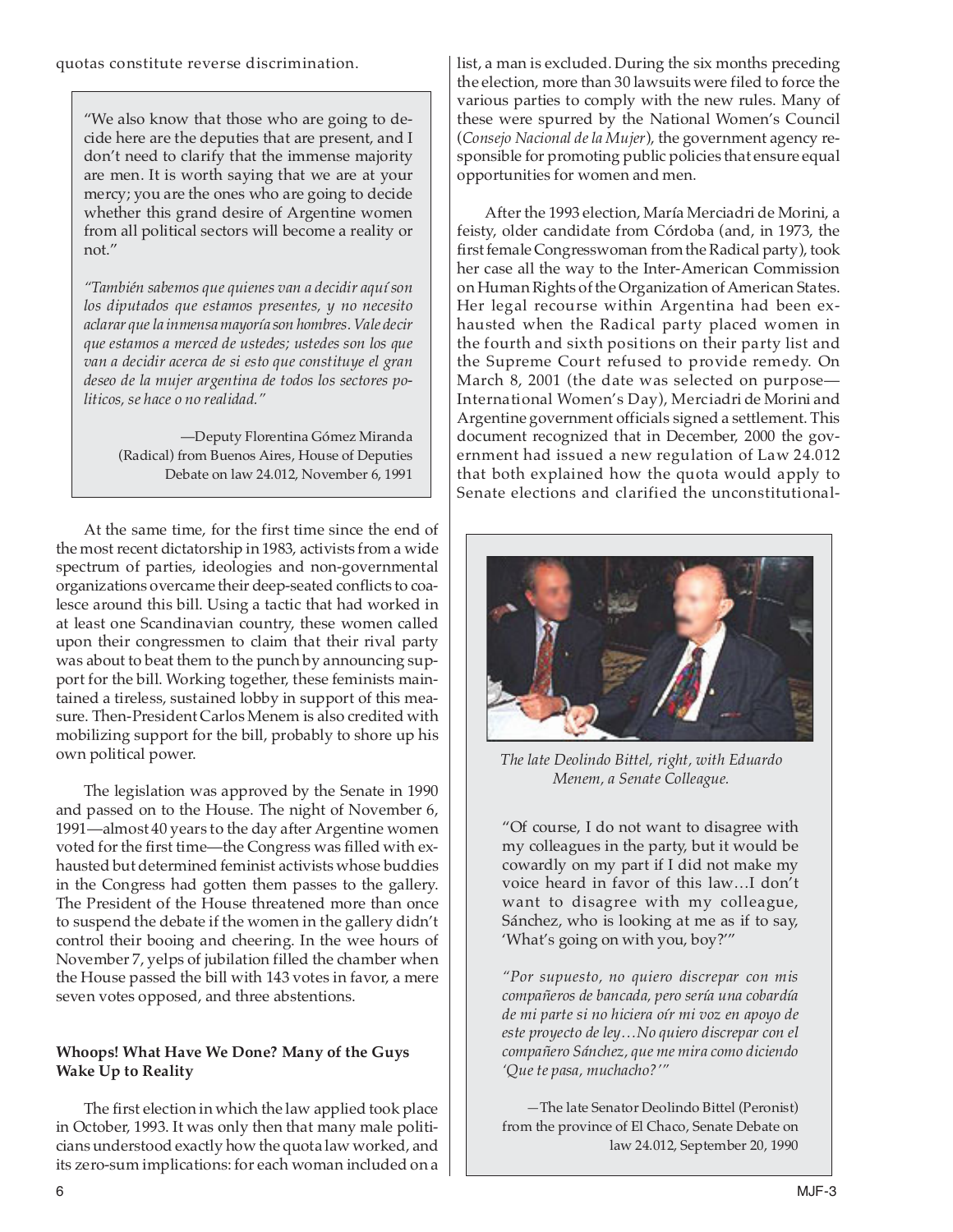quotas constitute reverse discrimination.

> "We also know that those who are going to decide here are the deputies that are present, and I don't need to clarify that the immense majority are men. It is worth saying that we are at your mercy; you are the ones who are going to decide whether this grand desire of Argentine women from all political sectors will become a reality or not."
>
> *"También sabemos que quienes van a decidir aquí son los diputados que estamos presentes, y no necesito aclarar que la inmensa mayoría son hombres. Vale decir que estamos a merced de ustedes; ustedes son los que van a decidir acerca de si esto que constituye el gran deseo de la mujer argentina de todos los sectores políticos, se hace o no realidad."*
>
> —Deputy Florentina Gómez Miranda (Radical) from Buenos Aires, House of Deputies Debate on law 24.012, November 6, 1991

At the same time, for the first time since the end of the most recent dictatorship in 1983, activists from a wide spectrum of parties, ideologies and non-governmental organizations overcame their deep-seated conflicts to coalesce around this bill. Using a tactic that had worked in at least one Scandinavian country, these women called upon their congressmen to claim that their rival party was about to beat them to the punch by announcing support for the bill. Working together, these feminists maintained a tireless, sustained lobby in support of this measure. Then-President Carlos Menem is also credited with mobilizing support for the bill, probably to shore up his own political power.

The legislation was approved by the Senate in 1990 and passed on to the House. The night of November 6, 1991—almost 40 years to the day after Argentine women voted for the first time—the Congress was filled with exhausted but determined feminist activists whose buddies in the Congress had gotten them passes to the gallery. The President of the House threatened more than once to suspend the debate if the women in the gallery didn't control their booing and cheering. In the wee hours of November 7, yelps of jubilation filled the chamber when the House passed the bill with 143 votes in favor, a mere seven votes opposed, and three abstentions.

### Whoops! What Have We Done? Many of the Guys Wake Up to Reality

The first election in which the law applied took place in October, 1993. It was only then that many male politicians understood exactly how the quota law worked, and its zero-sum implications: for each woman included on a list, a man is excluded. During the six months preceding the election, more than 30 lawsuits were filed to force the various parties to comply with the new rules. Many of these were spurred by the National Women's Council (*Consejo Nacional de la Mujer*), the government agency responsible for promoting public policies that ensure equal opportunities for women and men.

After the 1993 election, María Merciadri de Morini, a feisty, older candidate from Córdoba (and, in 1973, the first female Congresswoman from the Radical party), took her case all the way to the Inter-American Commission on Human Rights of the Organization of American States. Her legal recourse within Argentina had been exhausted when the Radical party placed women in the fourth and sixth positions on their party list and the Supreme Court refused to provide remedy. On March 8, 2001 (the date was selected on purpose—International Women's Day), Merciadri de Morini and Argentine government officials signed a settlement. This document recognized that in December, 2000 the government had issued a new regulation of Law 24.012 that both explained how the quota would apply to Senate elections and clarified the unconstitutional-

*The late Deolindo Bittel, right, with Eduardo Menem, a Senate Colleague.*

> "Of course, I do not want to disagree with my colleagues in the party, but it would be cowardly on my part if I did not make my voice heard in favor of this law…I don't want to disagree with my colleague, Sánchez, who is looking at me as if to say, 'What's going on with you, boy?'"
>
> *"Por supuesto, no quiero discrepar con mis compañeros de bancada, pero sería una cobardía de mi parte si no hiciera oír mi voz en apoyo de este proyecto de ley…No quiero discrepar con el compañero Sánchez, que me mira como diciendo 'Que te pasa, muchacho?'"*
>
> —The late Senator Deolindo Bittel (Peronist) from the province of El Chaco, Senate Debate on law 24.012, September 20, 1990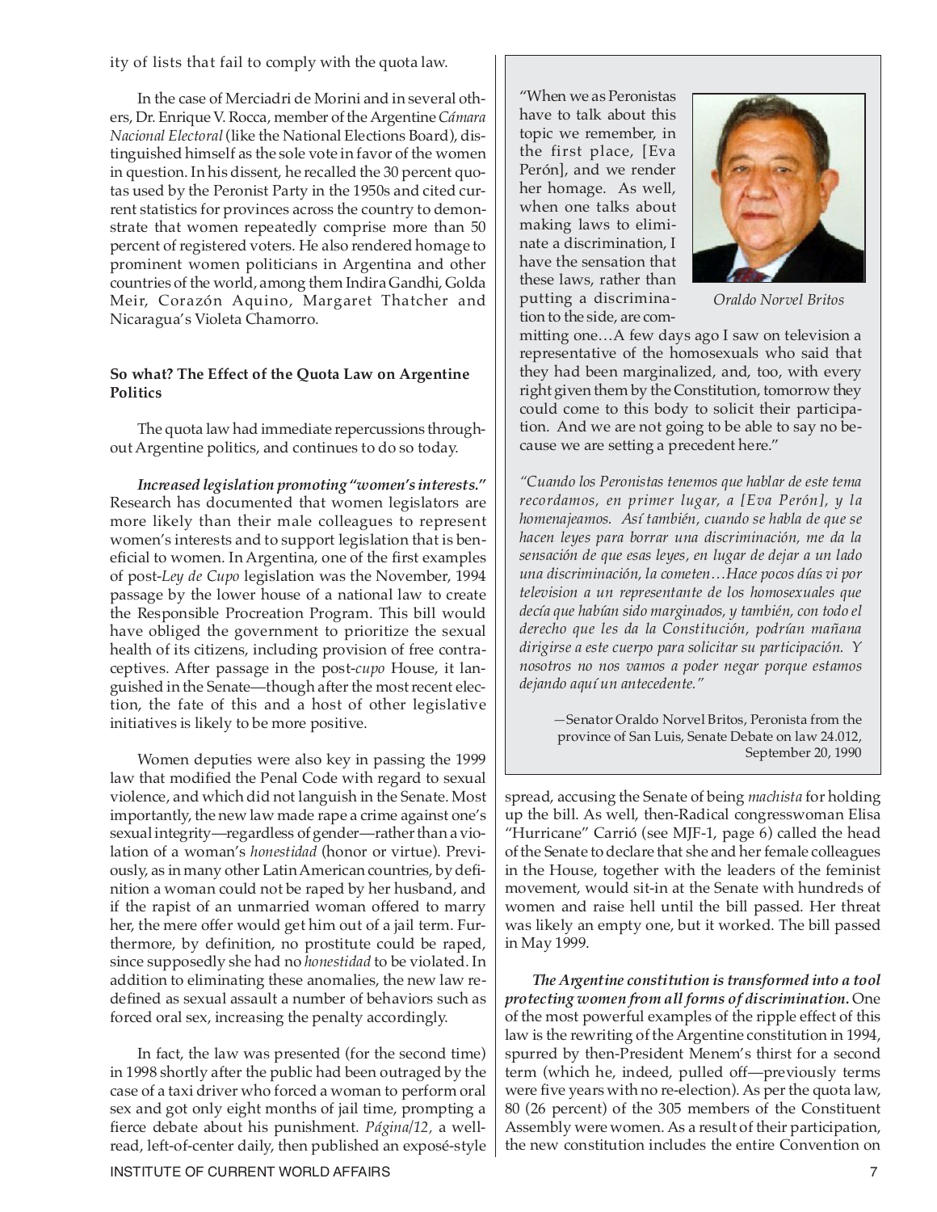ity of lists that fail to comply with the quota law.

In the case of Merciadri de Morini and in several others, Dr. Enrique V. Rocca, member of the Argentine *Cámara Nacional Electoral* (like the National Elections Board), distinguished himself as the sole vote in favor of the women in question. In his dissent, he recalled the 30 percent quotas used by the Peronist Party in the 1950s and cited current statistics for provinces across the country to demonstrate that women repeatedly comprise more than 50 percent of registered voters. He also rendered homage to prominent women politicians in Argentina and other countries of the world, among them Indira Gandhi, Golda Meir, Corazón Aquino, Margaret Thatcher and Nicaragua's Violeta Chamorro.

**So what? The Effect of the Quota Law on Argentine Politics**

The quota law had immediate repercussions throughout Argentine politics, and continues to do so today.

***Increased legislation promoting "women's interests."*** Research has documented that women legislators are more likely than their male colleagues to represent women's interests and to support legislation that is beneficial to women. In Argentina, one of the first examples of post-*Ley de Cupo* legislation was the November, 1994 passage by the lower house of a national law to create the Responsible Procreation Program. This bill would have obliged the government to prioritize the sexual health of its citizens, including provision of free contraceptives. After passage in the post-*cupo* House, it languished in the Senate—though after the most recent election, the fate of this and a host of other legislative initiatives is likely to be more positive.

Women deputies were also key in passing the 1999 law that modified the Penal Code with regard to sexual violence, and which did not languish in the Senate. Most importantly, the new law made rape a crime against one's sexual integrity—regardless of gender—rather than a violation of a woman's *honestidad* (honor or virtue). Previously, as in many other Latin American countries, by definition a woman could not be raped by her husband, and if the rapist of an unmarried woman offered to marry her, the mere offer would get him out of a jail term. Furthermore, by definition, no prostitute could be raped, since supposedly she had no *honestidad* to be violated. In addition to eliminating these anomalies, the new law redefined as sexual assault a number of behaviors such as forced oral sex, increasing the penalty accordingly.

In fact, the law was presented (for the second time) in 1998 shortly after the public had been outraged by the case of a taxi driver who forced a woman to perform oral sex and got only eight months of jail time, prompting a fierce debate about his punishment. *Página/12*, a well-read, left-of-center daily, then published an exposé-style spread, accusing the Senate of being *machista* for holding up the bill. As well, then-Radical congresswoman Elisa "Hurricane" Carrió (see MJF-1, page 6) called the head of the Senate to declare that she and her female colleagues in the House, together with the leaders of the feminist movement, would sit-in at the Senate with hundreds of women and raise hell until the bill passed. Her threat was likely an empty one, but it worked. The bill passed in May 1999.

> "When we as Peronistas have to talk about this topic we remember, in the first place, [Eva Perón], and we render her homage. As well, when one talks about making laws to eliminate a discrimination, I have the sensation that these laws, rather than putting a discrimination to the side, are committing one…A few days ago I saw on television a representative of the homosexuals who said that they had been marginalized, and, too, with every right given them by the Constitution, tomorrow they could come to this body to solicit their participation. And we are not going to be able to say no because we are setting a precedent here."
>
> *Oraldo Norvel Britos*
>
> *"Cuando los Peronistas tenemos que hablar de este tema recordamos, en primer lugar, a [Eva Perón], y la homenajeamos. Así también, cuando se habla de que se hacen leyes para borrar una discriminación, me da la sensación de que esas leyes, en lugar de dejar a un lado una discriminación, la cometen…Hace pocos días vi por televisión a un representante de los homosexuales que decía que habían sido marginados, y también, con todo el derecho que les da la Constitución, podrían mañana dirigirse a este cuerpo para solicitar su participación. Y nosotros no nos vamos a poder negar porque estamos dejando aquí un antecedente."*
>
> —Senator Oraldo Norvel Britos, Peronista from the province of San Luis, Senate Debate on law 24.012, September 20, 1990

***The Argentine constitution is transformed into a tool protecting women from all forms of discrimination.*** One of the most powerful examples of the ripple effect of this law is the rewriting of the Argentine constitution in 1994, spurred by then-President Menem's thirst for a second term (which he, indeed, pulled off—previously terms were five years with no re-election). As per the quota law, 80 (26 percent) of the 305 members of the Constituent Assembly were women. As a result of their participation, the new constitution includes the entire Convention on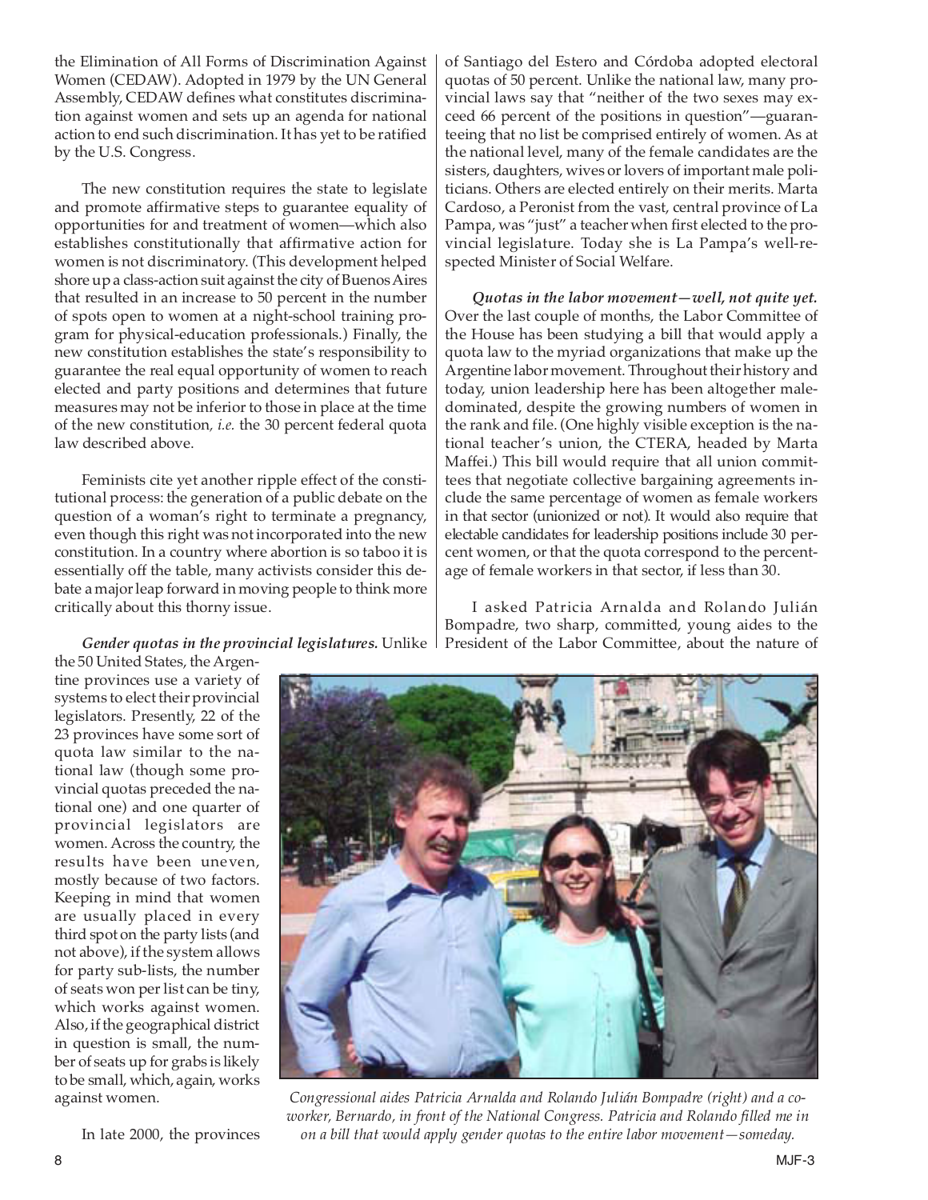the Elimination of All Forms of Discrimination Against Women (CEDAW). Adopted in 1979 by the UN General Assembly, CEDAW defines what constitutes discrimination against women and sets up an agenda for national action to end such discrimination. It has yet to be ratified by the U.S. Congress.

The new constitution requires the state to legislate and promote affirmative steps to guarantee equality of opportunities for and treatment of women—which also establishes constitutionally that affirmative action for women is not discriminatory. (This development helped shore up a class-action suit against the city of Buenos Aires that resulted in an increase to 50 percent in the number of spots open to women at a night-school training program for physical-education professionals.) Finally, the new constitution establishes the state's responsibility to guarantee the real equal opportunity of women to reach elected and party positions and determines that future measures may not be inferior to those in place at the time of the new constitution, *i.e.* the 30 percent federal quota law described above.

Feminists cite yet another ripple effect of the constitutional process: the generation of a public debate on the question of a woman's right to terminate a pregnancy, even though this right was not incorporated into the new constitution. In a country where abortion is so taboo it is essentially off the table, many activists consider this debate a major leap forward in moving people to think more critically about this thorny issue.

***Gender quotas in the provincial legislatures.*** Unlike the 50 United States, the Argentine provinces use a variety of systems to elect their provincial legislators. Presently, 22 of the 23 provinces have some sort of quota law similar to the national law (though some provincial quotas preceded the national one) and one quarter of provincial legislators are women. Across the country, the results have been uneven, mostly because of two factors. Keeping in mind that women are usually placed in every third spot on the party lists (and not above), if the system allows for party sub-lists, the number of seats won per list can be tiny, which works against women. Also, if the geographical district in question is small, the number of seats up for grabs is likely to be small, which, again, works against women.

In late 2000, the provinces of Santiago del Estero and Córdoba adopted electoral quotas of 50 percent. Unlike the national law, many provincial laws say that "neither of the two sexes may exceed 66 percent of the positions in question"—guaranteeing that no list be comprised entirely of women. As at the national level, many of the female candidates are the sisters, daughters, wives or lovers of important male politicians. Others are elected entirely on their merits. Marta Cardoso, a Peronist from the vast, central province of La Pampa, was "just" a teacher when first elected to the provincial legislature. Today she is La Pampa's well-respected Minister of Social Welfare.

***Quotas in the labor movement—well, not quite yet.*** Over the last couple of months, the Labor Committee of the House has been studying a bill that would apply a quota law to the myriad organizations that make up the Argentine labor movement. Throughout their history and today, union leadership here has been altogether male-dominated, despite the growing numbers of women in the rank and file. (One highly visible exception is the national teacher's union, the CTERA, headed by Marta Maffei.) This bill would require that all union committees that negotiate collective bargaining agreements include the same percentage of women as female workers in that sector (unionized or not). It would also require that electable candidates for leadership positions include 30 percent women, or that the quota correspond to the percentage of female workers in that sector, if less than 30.

I asked Patricia Arnalda and Rolando Julián Bompadre, two sharp, committed, young aides to the President of the Labor Committee, about the nature of

*Congressional aides Patricia Arnalda and Rolando Julián Bompadre (right) and a co-worker, Bernardo, in front of the National Congress. Patricia and Rolando filled me in on a bill that would apply gender quotas to the entire labor movement—someday.*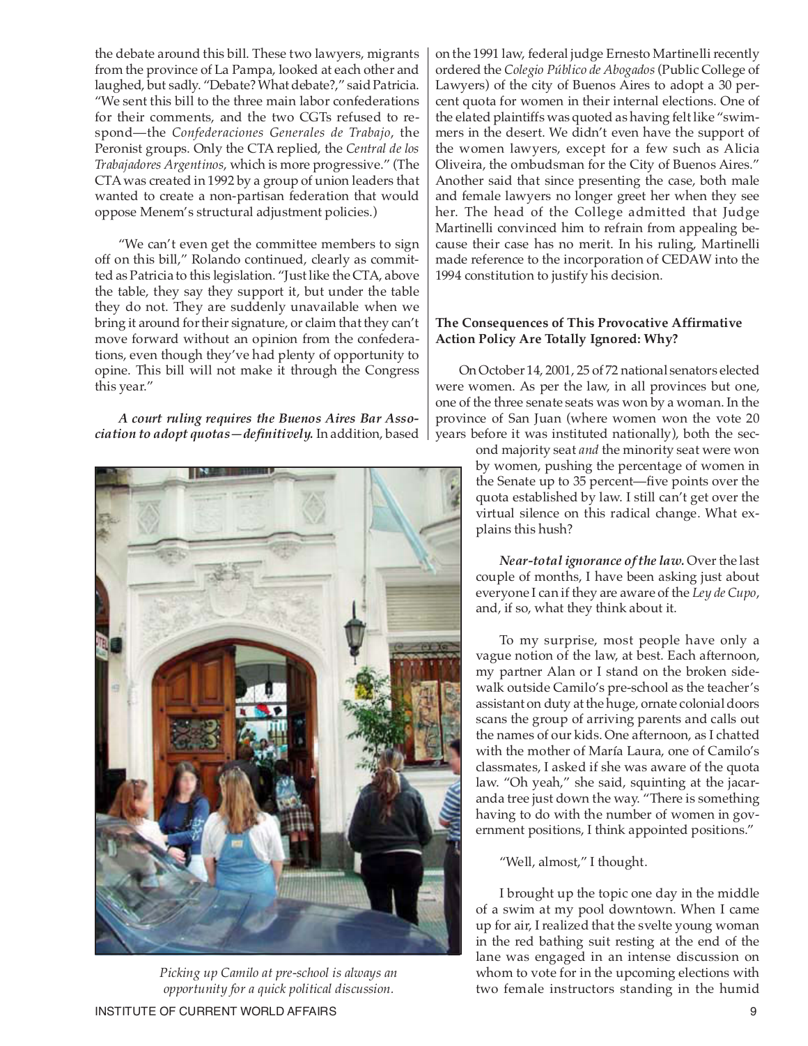the debate around this bill. These two lawyers, migrants from the province of La Pampa, looked at each other and laughed, but sadly. "Debate? What debate?," said Patricia. "We sent this bill to the three main labor confederations for their comments, and the two CGTs refused to respond—the *Confederaciones Generales de Trabajo*, the Peronist groups. Only the CTA replied, the *Central de los Trabajadores Argentinos*, which is more progressive." (The CTA was created in 1992 by a group of union leaders that wanted to create a non-partisan federation that would oppose Menem's structural adjustment policies.)

"We can't even get the committee members to sign off on this bill," Rolando continued, clearly as committed as Patricia to this legislation. "Just like the CTA, above the table, they say they support it, but under the table they do not. They are suddenly unavailable when we bring it around for their signature, or claim that they can't move forward without an opinion from the confederations, even though they've had plenty of opportunity to opine. This bill will not make it through the Congress this year."

***A court ruling requires the Buenos Aires Bar Association to adopt quotas—definitively.*** In addition, based on the 1991 law, federal judge Ernesto Martinelli recently ordered the *Colegio Público de Abogados* (Public College of Lawyers) of the city of Buenos Aires to adopt a 30 percent quota for women in their internal elections. One of the elated plaintiffs was quoted as having felt like "swimmers in the desert. We didn't even have the support of the women lawyers, except for a few such as Alicia Oliveira, the ombudsman for the City of Buenos Aires." Another said that since presenting the case, both male and female lawyers no longer greet her when they see her. The head of the College admitted that Judge Martinelli convinced him to refrain from appealing because their case has no merit. In his ruling, Martinelli made reference to the incorporation of CEDAW into the 1994 constitution to justify his decision.

**The Consequences of This Provocative Affirmative Action Policy Are Totally Ignored: Why?**

On October 14, 2001, 25 of 72 national senators elected were women. As per the law, in all provinces but one, one of the three senate seats was won by a woman. In the province of San Juan (where women won the vote 20 years before it was instituted nationally), both the second majority seat *and* the minority seat were won by women, pushing the percentage of women in the Senate up to 35 percent—five points over the quota established by law. I still can't get over the virtual silence on this radical change. What explains this hush?

***Near-total ignorance of the law.*** Over the last couple of months, I have been asking just about everyone I can if they are aware of the *Ley de Cupo*, and, if so, what they think about it.

To my surprise, most people have only a vague notion of the law, at best. Each afternoon, my partner Alan or I stand on the broken sidewalk outside Camilo's pre-school as the teacher's assistant on duty at the huge, ornate colonial doors scans the group of arriving parents and calls out the names of our kids. One afternoon, as I chatted with the mother of María Laura, one of Camilo's classmates, I asked if she was aware of the quota law. "Oh yeah," she said, squinting at the jacaranda tree just down the way. "There is something having to do with the number of women in government positions, I think appointed positions."

"Well, almost," I thought.

I brought up the topic one day in the middle of a swim at my pool downtown. When I came up for air, I realized that the svelte young woman in the red bathing suit resting at the end of the lane was engaged in an intense discussion on whom to vote for in the upcoming elections with two female instructors standing in the humid

*Picking up Camilo at pre-school is always an opportunity for a quick political discussion.*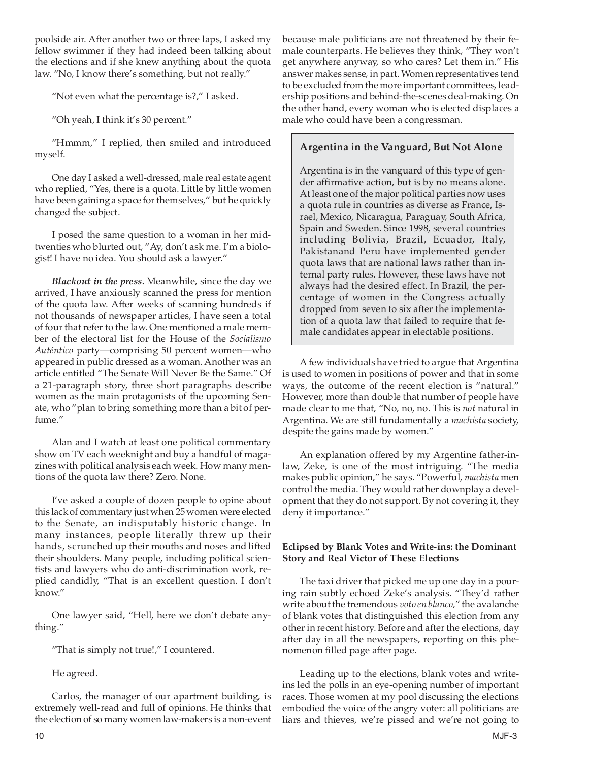poolside air. After another two or three laps, I asked my fellow swimmer if they had indeed been talking about the elections and if she knew anything about the quota law. "No, I know there's something, but not really."

"Not even what the percentage is?," I asked.

"Oh yeah, I think it's 30 percent."

"Hmmm," I replied, then smiled and introduced myself.

One day I asked a well-dressed, male real estate agent who replied, "Yes, there is a quota. Little by little women have been gaining a space for themselves," but he quickly changed the subject.

I posed the same question to a woman in her mid-twenties who blurted out, "Ay, don't ask me. I'm a biologist! I have no idea. You should ask a lawyer."

***Blackout in the press.*** Meanwhile, since the day we arrived, I have anxiously scanned the press for mention of the quota law. After weeks of scanning hundreds if not thousands of newspaper articles, I have seen a total of four that refer to the law. One mentioned a male member of the electoral list for the House of the *Socialismo Auténtico* party—comprising 50 percent women—who appeared in public dressed as a woman. Another was an article entitled "The Senate Will Never Be the Same." Of a 21-paragraph story, three short paragraphs describe women as the main protagonists of the upcoming Senate, who "plan to bring something more than a bit of perfume."

Alan and I watch at least one political commentary show on TV each weeknight and buy a handful of magazines with political analysis each week. How many mentions of the quota law there? Zero. None.

I've asked a couple of dozen people to opine about this lack of commentary just when 25 women were elected to the Senate, an indisputably historic change. In many instances, people literally threw up their hands, scrunched up their mouths and noses and lifted their shoulders. Many people, including political scientists and lawyers who do anti-discrimination work, replied candidly, "That is an excellent question. I don't know."

One lawyer said, "Hell, here we don't debate anything."

"That is simply not true!," I countered.

He agreed.

Carlos, the manager of our apartment building, is extremely well-read and full of opinions. He thinks that the election of so many women law-makers is a non-event because male politicians are not threatened by their female counterparts. He believes they think, "They won't get anywhere anyway, so who cares? Let them in." His answer makes sense, in part. Women representatives tend to be excluded from the more important committees, leadership positions and behind-the-scenes deal-making. On the other hand, every woman who is elected displaces a male who could have been a congressman.

> **Argentina in the Vanguard, But Not Alone**
>
> Argentina is in the vanguard of this type of gender affirmative action, but is by no means alone. At least one of the major political parties now uses a quota rule in countries as diverse as France, Israel, Mexico, Nicaragua, Paraguay, South Africa, Spain and Sweden. Since 1998, several countries including Bolivia, Brazil, Ecuador, Italy, Pakistanand Peru have implemented gender quota laws that are national laws rather than internal party rules. However, these laws have not always had the desired effect. In Brazil, the percentage of women in the Congress actually dropped from seven to six after the implementation of a quota law that failed to require that female candidates appear in electable positions.

A few individuals have tried to argue that Argentina is used to women in positions of power and that in some ways, the outcome of the recent election is "natural." However, more than double that number of people have made clear to me that, "No, no, no. This is *not* natural in Argentina. We are still fundamentally a *machista* society, despite the gains made by women."

An explanation offered by my Argentine father-in-law, Zeke, is one of the most intriguing. "The media makes public opinion," he says. "Powerful, *machista* men control the media. They would rather downplay a development that they do not support. By not covering it, they deny it importance."

#### Eclipsed by Blank Votes and Write-ins: the Dominant Story and Real Victor of These Elections

The taxi driver that picked me up one day in a pouring rain subtly echoed Zeke's analysis. "They'd rather write about the tremendous *voto en blanco*," the avalanche of blank votes that distinguished this election from any other in recent history. Before and after the elections, day after day in all the newspapers, reporting on this phenomenon filled page after page.

Leading up to the elections, blank votes and write-ins led the polls in an eye-opening number of important races. Those women at my pool discussing the elections embodied the voice of the angry voter: all politicians are liars and thieves, we're pissed and we're not going to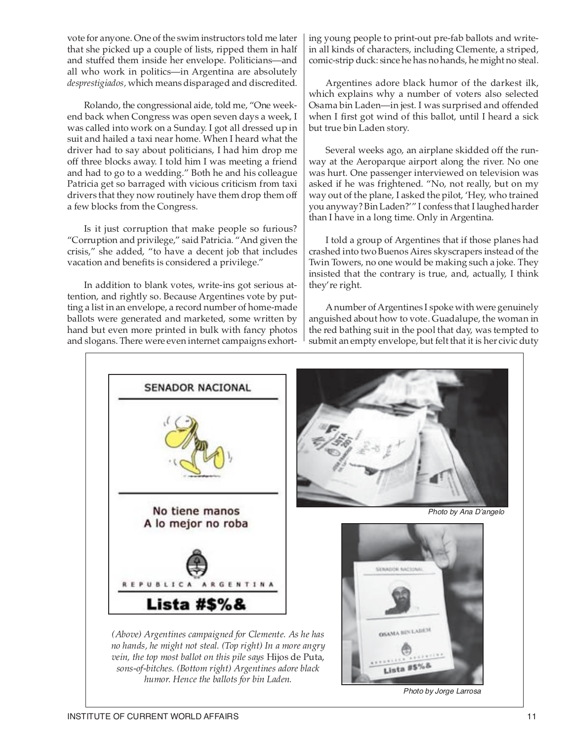vote for anyone. One of the swim instructors told me later that she picked up a couple of lists, ripped them in half and stuffed them inside her envelope. Politicians—and all who work in politics—in Argentina are absolutely *desprestigiados,* which means disparaged and discredited.

Rolando, the congressional aide, told me, "One weekend back when Congress was open seven days a week, I was called into work on a Sunday. I got all dressed up in suit and hailed a taxi near home. When I heard what the driver had to say about politicians, I had him drop me off three blocks away. I told him I was meeting a friend and had to go to a wedding." Both he and his colleague Patricia get so barraged with vicious criticism from taxi drivers that they now routinely have them drop them off a few blocks from the Congress.

Is it just corruption that make people so furious? "Corruption and privilege," said Patricia. "And given the crisis," she added, "to have a decent job that includes vacation and benefits is considered a privilege."

In addition to blank votes, write-ins got serious attention, and rightly so. Because Argentines vote by putting a list in an envelope, a record number of home-made ballots were generated and marketed, some written by hand but even more printed in bulk with fancy photos and slogans. There were even internet campaigns exhorting young people to print-out pre-fab ballots and write-in all kinds of characters, including Clemente, a striped, comic-strip duck: since he has no hands, he might no steal.

Argentines adore black humor of the darkest ilk, which explains why a number of voters also selected Osama bin Laden—in jest. I was surprised and offended when I first got wind of this ballot, until I heard a sick but true bin Laden story.

Several weeks ago, an airplane skidded off the runway at the Aeroparque airport along the river. No one was hurt. One passenger interviewed on television was asked if he was frightened. "No, not really, but on my way out of the plane, I asked the pilot, 'Hey, who trained you anyway? Bin Laden?'" I confess that I laughed harder than I have in a long time. Only in Argentina.

I told a group of Argentines that if those planes had crashed into two Buenos Aires skyscrapers instead of the Twin Towers, no one would be making such a joke. They insisted that the contrary is true, and, actually, I think they're right.

A number of Argentines I spoke with were genuinely anguished about how to vote. Guadalupe, the woman in the red bathing suit in the pool that day, was tempted to submit an empty envelope, but felt that it is her civic duty

SENADOR NACIONAL

No tiene manos
A lo mejor no roba

REPUBLICA ARGENTINA

Lista #$%&

Photo by Ana D'angelo

Photo by Jorge Larrosa

*(Above) Argentines campaigned for Clemente. As he has no hands, he might not steal. (Top right) In a more angry vein, the top most ballot on this pile says* Hijos de Puta, *sons-of-bitches. (Bottom right) Argentines adore black humor. Hence the ballots for bin Laden.*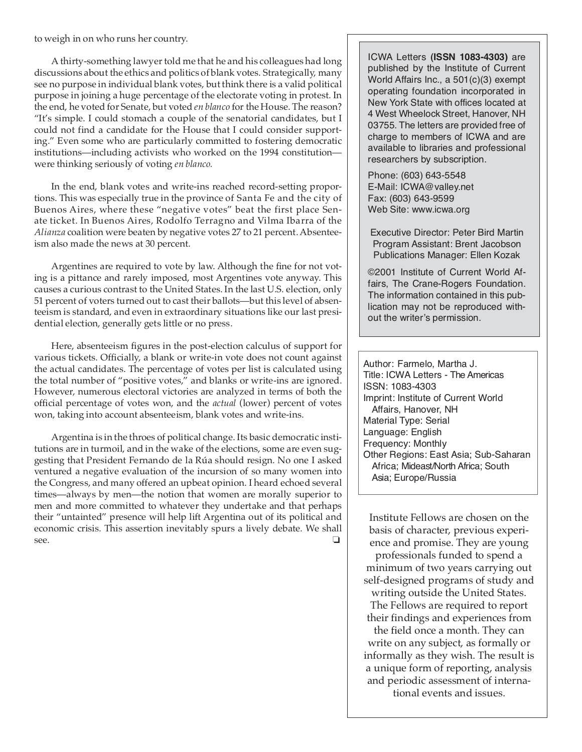to weigh in on who runs her country.

A thirty-something lawyer told me that he and his colleagues had long discussions about the ethics and politics of blank votes. Strategically, many see no purpose in individual blank votes, but think there is a valid political purpose in joining a huge percentage of the electorate voting in protest. In the end, he voted for Senate, but voted *en blanco* for the House. The reason? "It's simple. I could stomach a couple of the senatorial candidates, but I could not find a candidate for the House that I could consider supporting." Even some who are particularly committed to fostering democratic institutions—including activists who worked on the 1994 constitution—were thinking seriously of voting *en blanco.*

In the end, blank votes and write-ins reached record-setting proportions. This was especially true in the province of Santa Fe and the city of Buenos Aires, where these "negative votes" beat the first place Senate ticket. In Buenos Aires, Rodolfo Terragno and Vilma Ibarra of the *Alianza* coalition were beaten by negative votes 27 to 21 percent. Absenteeism also made the news at 30 percent.

Argentines are required to vote by law. Although the fine for not voting is a pittance and rarely imposed, most Argentines vote anyway. This causes a curious contrast to the United States. In the last U.S. election, only 51 percent of voters turned out to cast their ballots—but this level of absenteeism is standard, and even in extraordinary situations like our last presidential election, generally gets little or no press.

Here, absenteeism figures in the post-election calculus of support for various tickets. Officially, a blank or write-in vote does not count against the actual candidates. The percentage of votes per list is calculated using the total number of "positive votes," and blanks or write-ins are ignored. However, numerous electoral victories are analyzed in terms of both the official percentage of votes won, and the *actual* (lower) percent of votes won, taking into account absenteeism, blank votes and write-ins.

Argentina is in the throes of political change. Its basic democratic institutions are in turmoil, and in the wake of the elections, some are even suggesting that President Fernando de la Rúa should resign. No one I asked ventured a negative evaluation of the incursion of so many women into the Congress, and many offered an upbeat opinion. I heard echoed several times—always by men—the notion that women are morally superior to men and more committed to whatever they undertake and that perhaps their "untainted" presence will help lift Argentina out of its political and economic crisis. This assertion inevitably spurs a lively debate. We shall see. ❑

ICWA Letters **(ISSN 1083-4303)** are published by the Institute of Current World Affairs Inc., a 501(c)(3) exempt operating foundation incorporated in New York State with offices located at 4 West Wheelock Street, Hanover, NH 03755. The letters are provided free of charge to members of ICWA and are available to libraries and professional researchers by subscription.

Phone: (603) 643-5548
E-Mail: ICWA@valley.net
Fax: (603) 643-9599
Web Site: www.icwa.org

Executive Director: Peter Bird Martin
Program Assistant: Brent Jacobson
Publications Manager: Ellen Kozak

©2001 Institute of Current World Affairs, The Crane-Rogers Foundation. The information contained in this publication may not be reproduced without the writer's permission.

Author: Farmelo, Martha J.
Title: ICWA Letters - The Americas
ISSN: 1083-4303
Imprint: Institute of Current World Affairs, Hanover, NH
Material Type: Serial
Language: English
Frequency: Monthly
Other Regions: East Asia; Sub-Saharan Africa; Mideast/North Africa; South Asia; Europe/Russia

Institute Fellows are chosen on the basis of character, previous experience and promise. They are young professionals funded to spend a minimum of two years carrying out self-designed programs of study and writing outside the United States. The Fellows are required to report their findings and experiences from the field once a month. They can write on any subject, as formally or informally as they wish. The result is a unique form of reporting, analysis and periodic assessment of international events and issues.